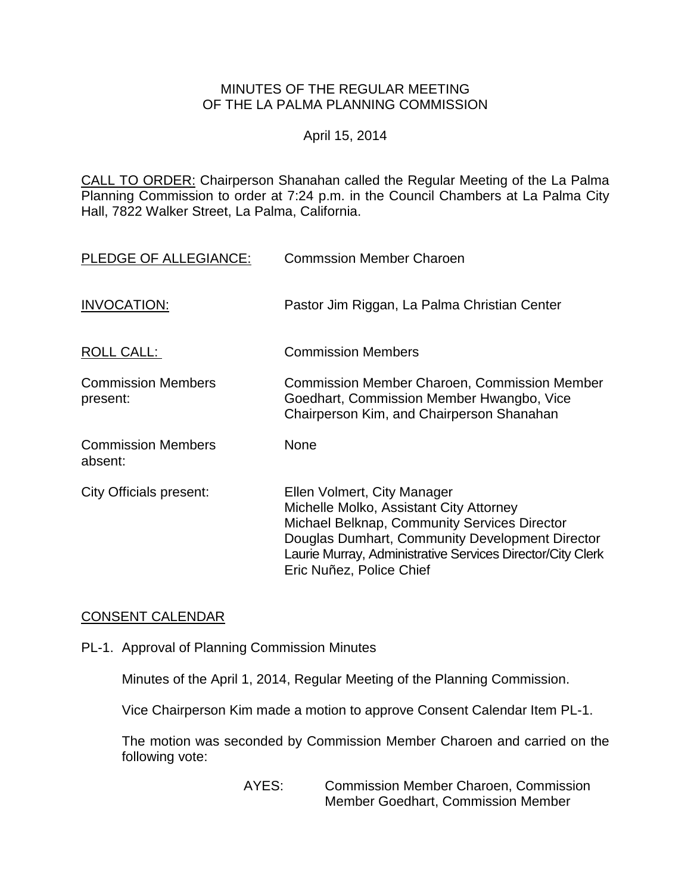MINUTES OF THE REGULAR MEETING
OF THE LA PALMA PLANNING COMMISSION

April 15, 2014

CALL TO ORDER: Chairperson Shanahan called the Regular Meeting of the La Palma Planning Commission to order at 7:24 p.m. in the Council Chambers at La Palma City Hall, 7822 Walker Street, La Palma, California.

PLEDGE OF ALLEGIANCE: Commssion Member Charoen

INVOCATION: Pastor Jim Riggan, La Palma Christian Center

ROLL CALL: Commission Members

Commission Members present: Commission Member Charoen, Commission Member Goedhart, Commission Member Hwangbo, Vice Chairperson Kim, and Chairperson Shanahan

Commission Members absent: None

City Officials present:
Ellen Volmert, City Manager
Michelle Molko, Assistant City Attorney
Michael Belknap, Community Services Director
Douglas Dumhart, Community Development Director
Laurie Murray, Administrative Services Director/City Clerk
Eric Nuñez, Police Chief

CONSENT CALENDAR

PL-1. Approval of Planning Commission Minutes

Minutes of the April 1, 2014, Regular Meeting of the Planning Commission.

Vice Chairperson Kim made a motion to approve Consent Calendar Item PL-1.

The motion was seconded by Commission Member Charoen and carried on the following vote:

AYES: Commission Member Charoen, Commission Member Goedhart, Commission Member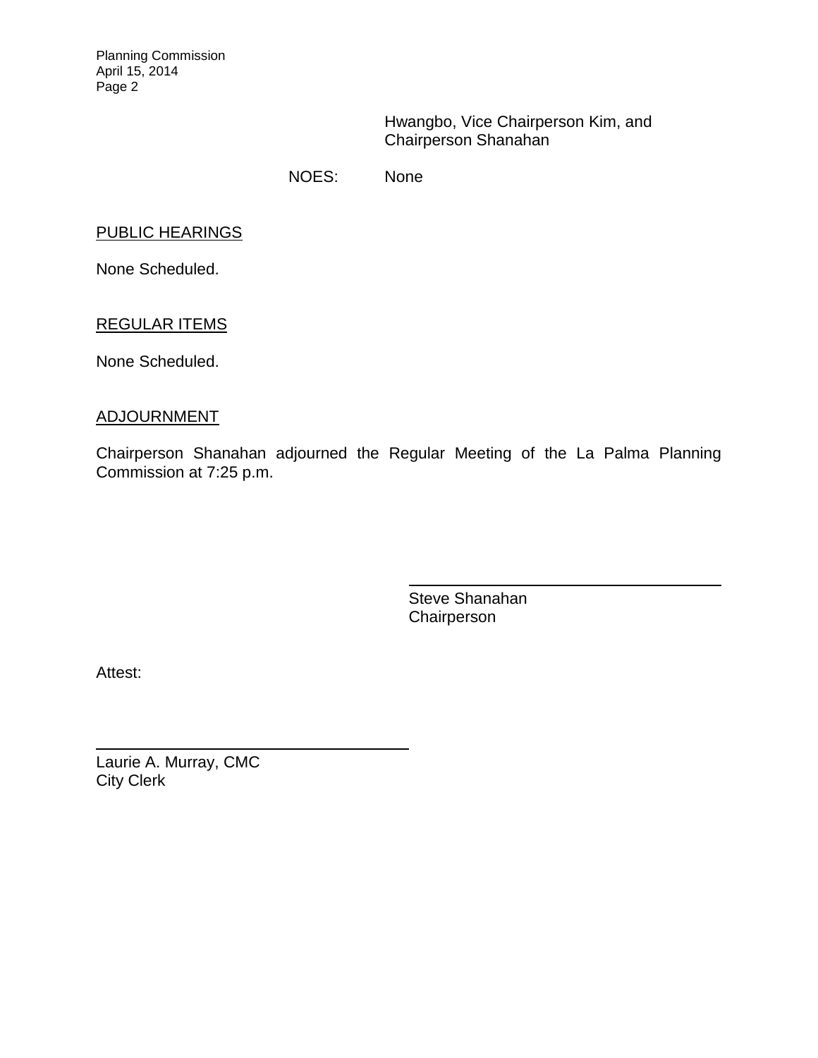Hwangbo, Vice Chairperson Kim, and Chairperson Shanahan

NOES: None

PUBLIC HEARINGS

None Scheduled.

REGULAR ITEMS

None Scheduled.

ADJOURNMENT

Chairperson Shanahan adjourned the Regular Meeting of the La Palma Planning Commission at 7:25 p.m.

Steve Shanahan
Chairperson

Attest:

Laurie A. Murray, CMC
City Clerk